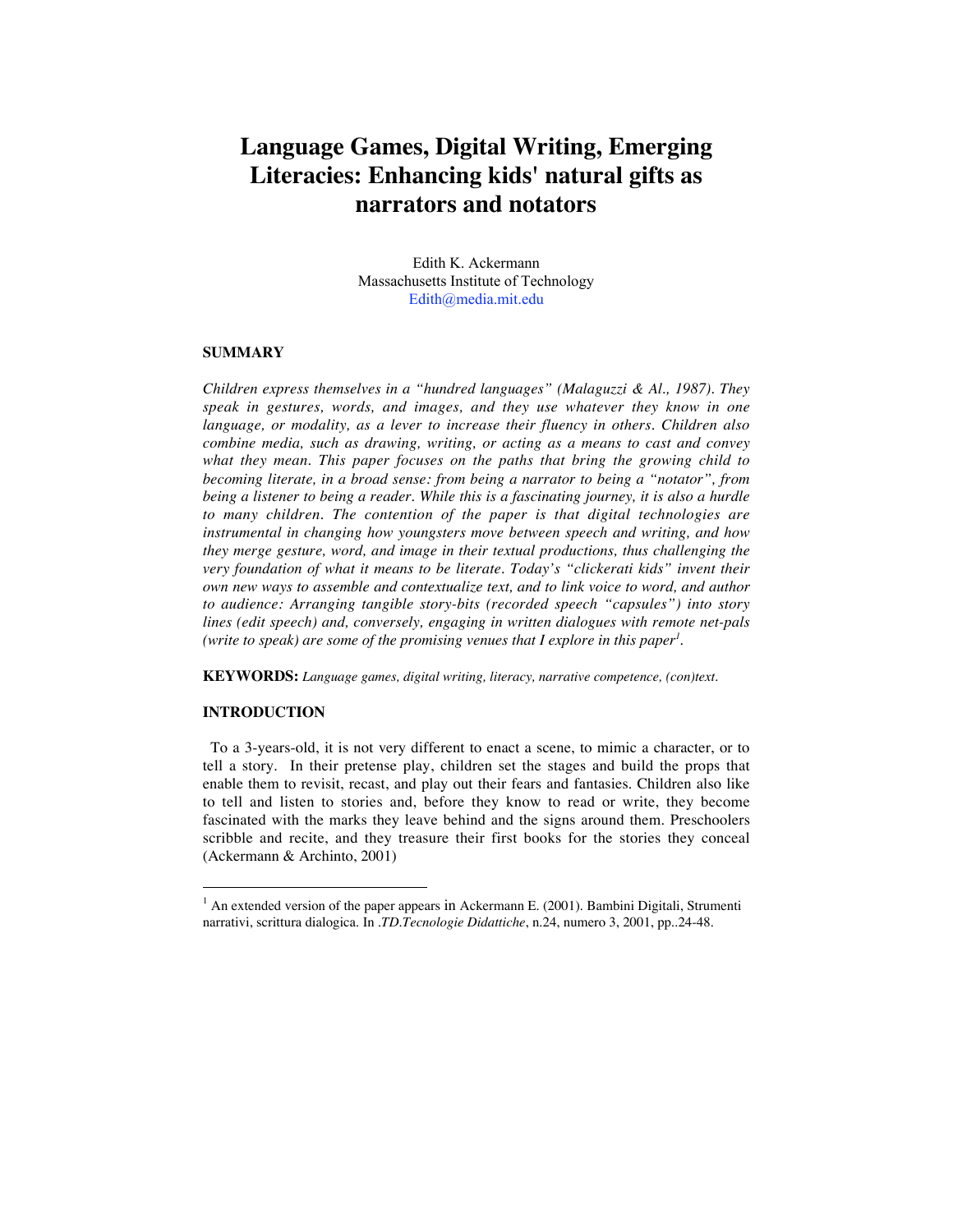# Language Games, Digital Writing, Emerging Literacies: Enhancing kids' natural gifts as narrators and notators

Edith K. Ackermann
Massachusetts Institute of Technology
Edith@media.mit.edu

## SUMMARY

*Children express themselves in a "hundred languages" (Malaguzzi & Al., 1987). They speak in gestures, words, and images, and they use whatever they know in one language, or modality, as a lever to increase their fluency in others. Children also combine media, such as drawing, writing, or acting as a means to cast and convey what they mean. This paper focuses on the paths that bring the growing child to becoming literate, in a broad sense: from being a narrator to being a "notator", from being a listener to being a reader. While this is a fascinating journey, it is also a hurdle to many children. The contention of the paper is that digital technologies are instrumental in changing how youngsters move between speech and writing, and how they merge gesture, word, and image in their textual productions, thus challenging the very foundation of what it means to be literate. Today's "clickerati kids" invent their own new ways to assemble and contextualize text, and to link voice to word, and author to audience: Arranging tangible story-bits (recorded speech "capsules") into story lines (edit speech) and, conversely, engaging in written dialogues with remote net-pals (write to speak) are some of the promising venues that I explore in this paper[1].*

**KEYWORDS:** *Language games, digital writing, literacy, narrative competence, (con)text.*

## INTRODUCTION

To a 3-years-old, it is not very different to enact a scene, to mimic a character, or to tell a story. In their pretense play, children set the stages and build the props that enable them to revisit, recast, and play out their fears and fantasies. Children also like to tell and listen to stories and, before they know to read or write, they become fascinated with the marks they leave behind and the signs around them. Preschoolers scribble and recite, and they treasure their first books for the stories they conceal (Ackermann & Archinto, 2001)

---

[1] An extended version of the paper appears in Ackermann E. (2001). Bambini Digitali, Strumenti narrativi, scrittura dialogica. In .*TD.Tecnologie Didattiche*, n.24, numero 3, 2001, pp..24-48.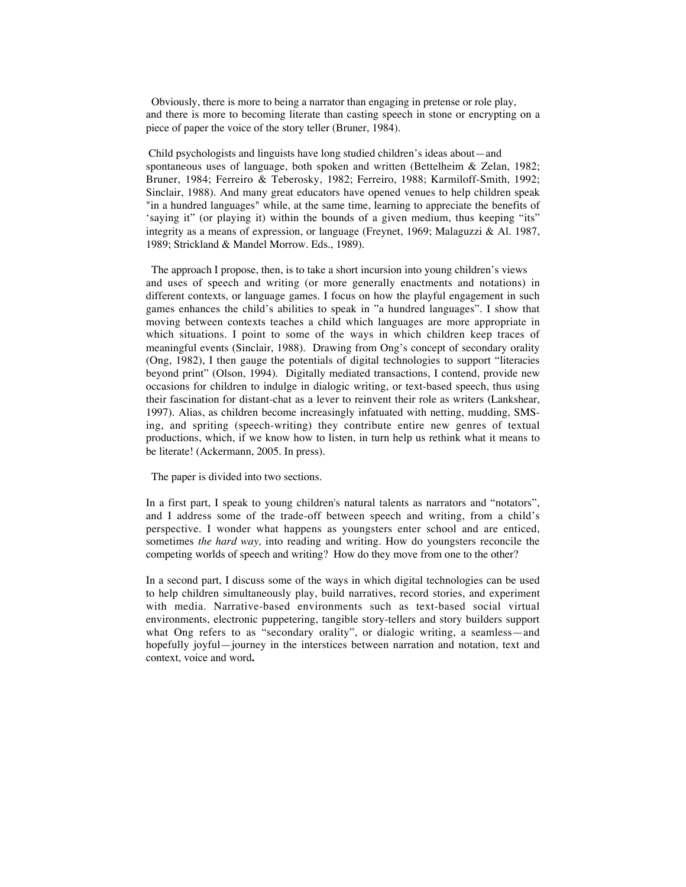Obviously, there is more to being a narrator than engaging in pretense or role play, and there is more to becoming literate than casting speech in stone or encrypting on a piece of paper the voice of the story teller (Bruner, 1984).

Child psychologists and linguists have long studied children's ideas about—and spontaneous uses of language, both spoken and written (Bettelheim & Zelan, 1982; Bruner, 1984; Ferreiro & Teberosky, 1982; Ferreiro, 1988; Karmiloff-Smith, 1992; Sinclair, 1988). And many great educators have opened venues to help children speak "in a hundred languages" while, at the same time, learning to appreciate the benefits of 'saying it" (or playing it) within the bounds of a given medium, thus keeping "its" integrity as a means of expression, or language (Freynet, 1969; Malaguzzi & Al. 1987, 1989; Strickland & Mandel Morrow. Eds., 1989).

The approach I propose, then, is to take a short incursion into young children's views and uses of speech and writing (or more generally enactments and notations) in different contexts, or language games. I focus on how the playful engagement in such games enhances the child's abilities to speak in "a hundred languages". I show that moving between contexts teaches a child which languages are more appropriate in which situations. I point to some of the ways in which children keep traces of meaningful events (Sinclair, 1988). Drawing from Ong's concept of secondary orality (Ong, 1982), I then gauge the potentials of digital technologies to support "literacies beyond print" (Olson, 1994). Digitally mediated transactions, I contend, provide new occasions for children to indulge in dialogic writing, or text-based speech, thus using their fascination for distant-chat as a lever to reinvent their role as writers (Lankshear, 1997). Alias, as children become increasingly infatuated with netting, mudding, SMS-ing, and spriting (speech-writing) they contribute entire new genres of textual productions, which, if we know how to listen, in turn help us rethink what it means to be literate! (Ackermann, 2005. In press).

The paper is divided into two sections.

In a first part, I speak to young children's natural talents as narrators and "notators", and I address some of the trade-off between speech and writing, from a child's perspective. I wonder what happens as youngsters enter school and are enticed, sometimes *the hard way,* into reading and writing. How do youngsters reconcile the competing worlds of speech and writing? How do they move from one to the other?

In a second part, I discuss some of the ways in which digital technologies can be used to help children simultaneously play, build narratives, record stories, and experiment with media. Narrative-based environments such as text-based social virtual environments, electronic puppetering, tangible story-tellers and story builders support what Ong refers to as "secondary orality", or dialogic writing, a seamless—and hopefully joyful—journey in the interstices between narration and notation, text and context, voice and word.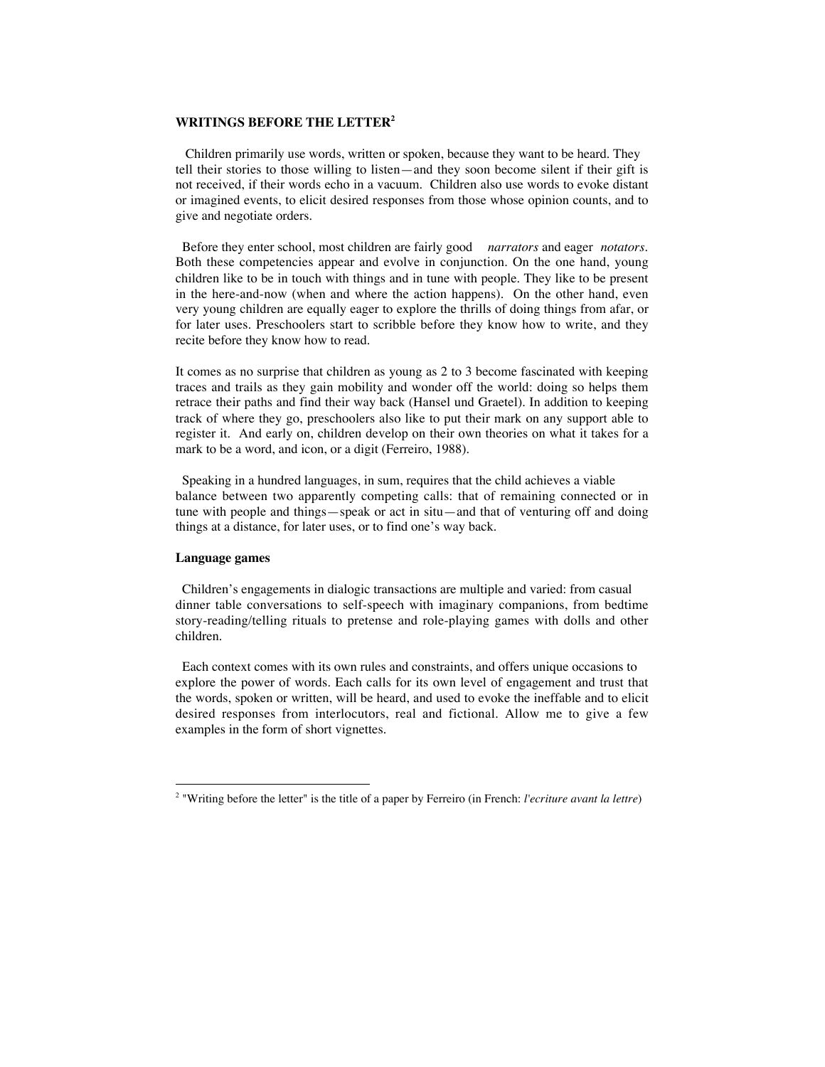## WRITINGS BEFORE THE LETTER[2]

Children primarily use words, written or spoken, because they want to be heard. They tell their stories to those willing to listen—and they soon become silent if their gift is not received, if their words echo in a vacuum. Children also use words to evoke distant or imagined events, to elicit desired responses from those whose opinion counts, and to give and negotiate orders.

Before they enter school, most children are fairly good *narrators* and eager *notators*. Both these competencies appear and evolve in conjunction. On the one hand, young children like to be in touch with things and in tune with people. They like to be present in the here-and-now (when and where the action happens). On the other hand, even very young children are equally eager to explore the thrills of doing things from afar, or for later uses. Preschoolers start to scribble before they know how to write, and they recite before they know how to read.

It comes as no surprise that children as young as 2 to 3 become fascinated with keeping traces and trails as they gain mobility and wonder off the world: doing so helps them retrace their paths and find their way back (Hansel und Graetel). In addition to keeping track of where they go, preschoolers also like to put their mark on any support able to register it. And early on, children develop on their own theories on what it takes for a mark to be a word, and icon, or a digit (Ferreiro, 1988).

Speaking in a hundred languages, in sum, requires that the child achieves a viable balance between two apparently competing calls: that of remaining connected or in tune with people and things—speak or act in situ—and that of venturing off and doing things at a distance, for later uses, or to find one's way back.

### Language games

Children's engagements in dialogic transactions are multiple and varied: from casual dinner table conversations to self-speech with imaginary companions, from bedtime story-reading/telling rituals to pretense and role-playing games with dolls and other children.

Each context comes with its own rules and constraints, and offers unique occasions to explore the power of words. Each calls for its own level of engagement and trust that the words, spoken or written, will be heard, and used to evoke the ineffable and to elicit desired responses from interlocutors, real and fictional. Allow me to give a few examples in the form of short vignettes.

---

[2] "Writing before the letter" is the title of a paper by Ferreiro (in French: *l'ecriture avant la lettre*)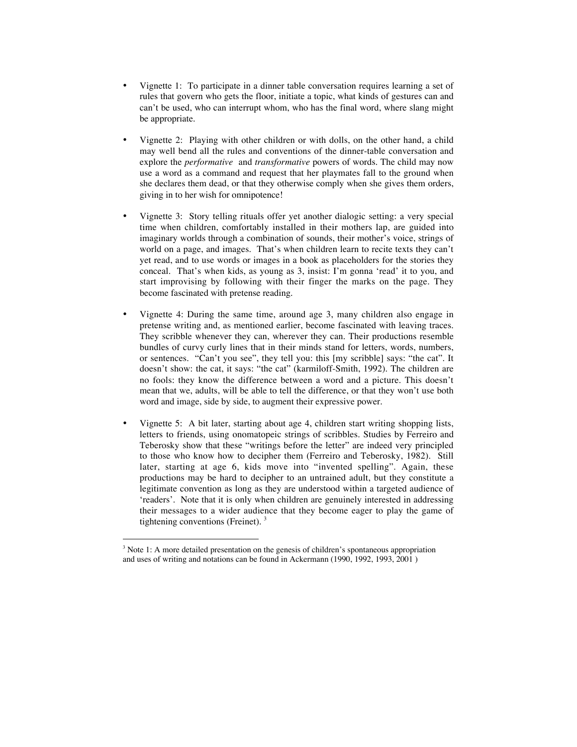- Vignette 1: To participate in a dinner table conversation requires learning a set of rules that govern who gets the floor, initiate a topic, what kinds of gestures can and can't be used, who can interrupt whom, who has the final word, where slang might be appropriate.

- Vignette 2: Playing with other children or with dolls, on the other hand, a child may well bend all the rules and conventions of the dinner-table conversation and explore the *performative* and *transformative* powers of words. The child may now use a word as a command and request that her playmates fall to the ground when she declares them dead, or that they otherwise comply when she gives them orders, giving in to her wish for omnipotence!

- Vignette 3: Story telling rituals offer yet another dialogic setting: a very special time when children, comfortably installed in their mothers lap, are guided into imaginary worlds through a combination of sounds, their mother's voice, strings of world on a page, and images. That's when children learn to recite texts they can't yet read, and to use words or images in a book as placeholders for the stories they conceal. That's when kids, as young as 3, insist: I'm gonna 'read' it to you, and start improvising by following with their finger the marks on the page. They become fascinated with pretense reading.

- Vignette 4: During the same time, around age 3, many children also engage in pretense writing and, as mentioned earlier, become fascinated with leaving traces. They scribble whenever they can, wherever they can. Their productions resemble bundles of curvy curly lines that in their minds stand for letters, words, numbers, or sentences. "Can't you see", they tell you: this [my scribble] says: "the cat". It doesn't show: the cat, it says: "the cat" (karmiloff-Smith, 1992). The children are no fools: they know the difference between a word and a picture. This doesn't mean that we, adults, will be able to tell the difference, or that they won't use both word and image, side by side, to augment their expressive power.

- Vignette 5: A bit later, starting about age 4, children start writing shopping lists, letters to friends, using onomatopeic strings of scribbles. Studies by Ferreiro and Teberosky show that these "writings before the letter" are indeed very principled to those who know how to decipher them (Ferreiro and Teberosky, 1982). Still later, starting at age 6, kids move into "invented spelling". Again, these productions may be hard to decipher to an untrained adult, but they constitute a legitimate convention as long as they are understood within a targeted audience of 'readers'. Note that it is only when children are genuinely interested in addressing their messages to a wider audience that they become eager to play the game of tightening conventions (Freinet). [3]

---

[3] Note 1: A more detailed presentation on the genesis of children's spontaneous appropriation and uses of writing and notations can be found in Ackermann (1990, 1992, 1993, 2001 )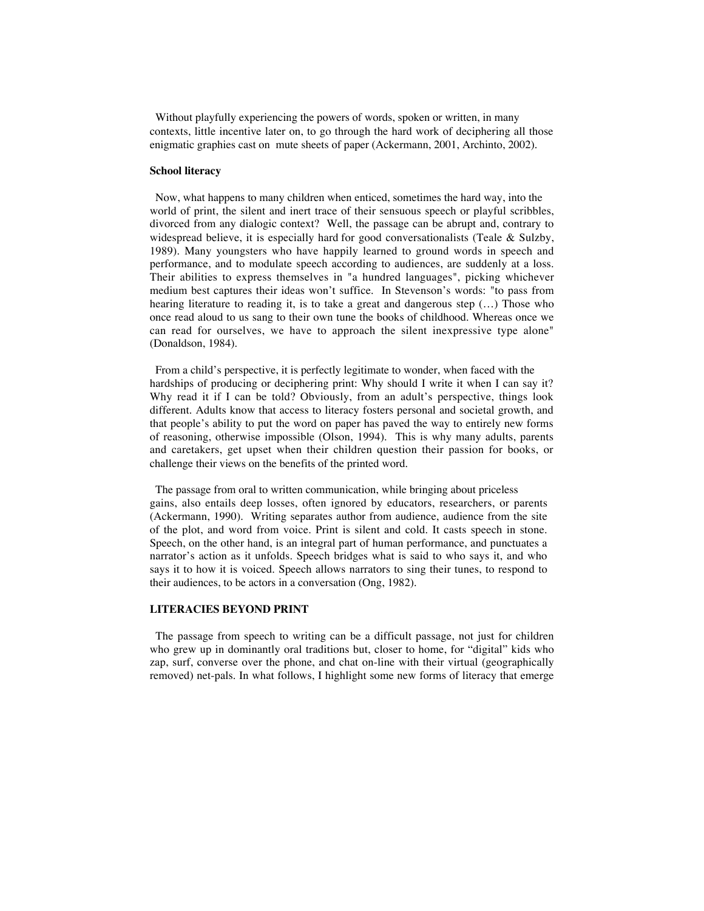Without playfully experiencing the powers of words, spoken or written, in many contexts, little incentive later on, to go through the hard work of deciphering all those enigmatic graphies cast on mute sheets of paper (Ackermann, 2001, Archinto, 2002).

**School literacy**

Now, what happens to many children when enticed, sometimes the hard way, into the world of print, the silent and inert trace of their sensuous speech or playful scribbles, divorced from any dialogic context? Well, the passage can be abrupt and, contrary to widespread believe, it is especially hard for good conversationalists (Teale & Sulzby, 1989). Many youngsters who have happily learned to ground words in speech and performance, and to modulate speech according to audiences, are suddenly at a loss. Their abilities to express themselves in "a hundred languages", picking whichever medium best captures their ideas won't suffice. In Stevenson's words: "to pass from hearing literature to reading it, is to take a great and dangerous step (…) Those who once read aloud to us sang to their own tune the books of childhood. Whereas once we can read for ourselves, we have to approach the silent inexpressive type alone" (Donaldson, 1984).

From a child's perspective, it is perfectly legitimate to wonder, when faced with the hardships of producing or deciphering print: Why should I write it when I can say it? Why read it if I can be told? Obviously, from an adult's perspective, things look different. Adults know that access to literacy fosters personal and societal growth, and that people's ability to put the word on paper has paved the way to entirely new forms of reasoning, otherwise impossible (Olson, 1994). This is why many adults, parents and caretakers, get upset when their children question their passion for books, or challenge their views on the benefits of the printed word.

The passage from oral to written communication, while bringing about priceless gains, also entails deep losses, often ignored by educators, researchers, or parents (Ackermann, 1990). Writing separates author from audience, audience from the site of the plot, and word from voice. Print is silent and cold. It casts speech in stone. Speech, on the other hand, is an integral part of human performance, and punctuates a narrator's action as it unfolds. Speech bridges what is said to who says it, and who says it to how it is voiced. Speech allows narrators to sing their tunes, to respond to their audiences, to be actors in a conversation (Ong, 1982).

**LITERACIES BEYOND PRINT**

The passage from speech to writing can be a difficult passage, not just for children who grew up in dominantly oral traditions but, closer to home, for "digital" kids who zap, surf, converse over the phone, and chat on-line with their virtual (geographically removed) net-pals. In what follows, I highlight some new forms of literacy that emerge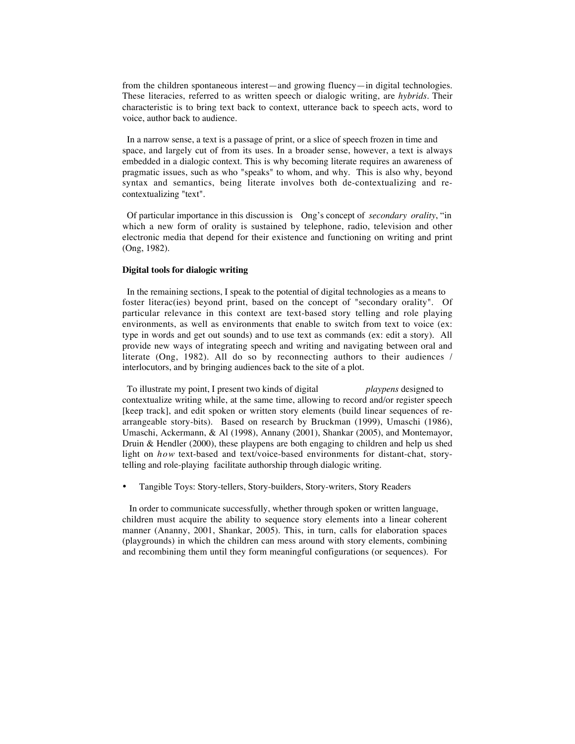from the children spontaneous interest—and growing fluency—in digital technologies. These literacies, referred to as written speech or dialogic writing, are *hybrids*. Their characteristic is to bring text back to context, utterance back to speech acts, word to voice, author back to audience.

In a narrow sense, a text is a passage of print, or a slice of speech frozen in time and space, and largely cut of from its uses. In a broader sense, however, a text is always embedded in a dialogic context. This is why becoming literate requires an awareness of pragmatic issues, such as who "speaks" to whom, and why. This is also why, beyond syntax and semantics, being literate involves both de-contextualizing and re-contextualizing "text".

Of particular importance in this discussion is Ong's concept of *secondary orality*, "in which a new form of orality is sustained by telephone, radio, television and other electronic media that depend for their existence and functioning on writing and print (Ong, 1982).

**Digital tools for dialogic writing**

In the remaining sections, I speak to the potential of digital technologies as a means to foster literac(ies) beyond print, based on the concept of "secondary orality". Of particular relevance in this context are text-based story telling and role playing environments, as well as environments that enable to switch from text to voice (ex: type in words and get out sounds) and to use text as commands (ex: edit a story). All provide new ways of integrating speech and writing and navigating between oral and literate (Ong, 1982). All do so by reconnecting authors to their audiences / interlocutors, and by bringing audiences back to the site of a plot.

To illustrate my point, I present two kinds of digital *playpens* designed to contextualize writing while, at the same time, allowing to record and/or register speech [keep track], and edit spoken or written story elements (build linear sequences of re-arrangeable story-bits). Based on research by Bruckman (1999), Umaschi (1986), Umaschi, Ackermann, & Al (1998), Annany (2001), Shankar (2005), and Montemayor, Druin & Hendler (2000), these playpens are both engaging to children and help us shed light on *how* text-based and text/voice-based environments for distant-chat, story-telling and role-playing facilitate authorship through dialogic writing.

- Tangible Toys: Story-tellers, Story-builders, Story-writers, Story Readers

In order to communicate successfully, whether through spoken or written language, children must acquire the ability to sequence story elements into a linear coherent manner (Ananny, 2001, Shankar, 2005). This, in turn, calls for elaboration spaces (playgrounds) in which the children can mess around with story elements, combining and recombining them until they form meaningful configurations (or sequences). For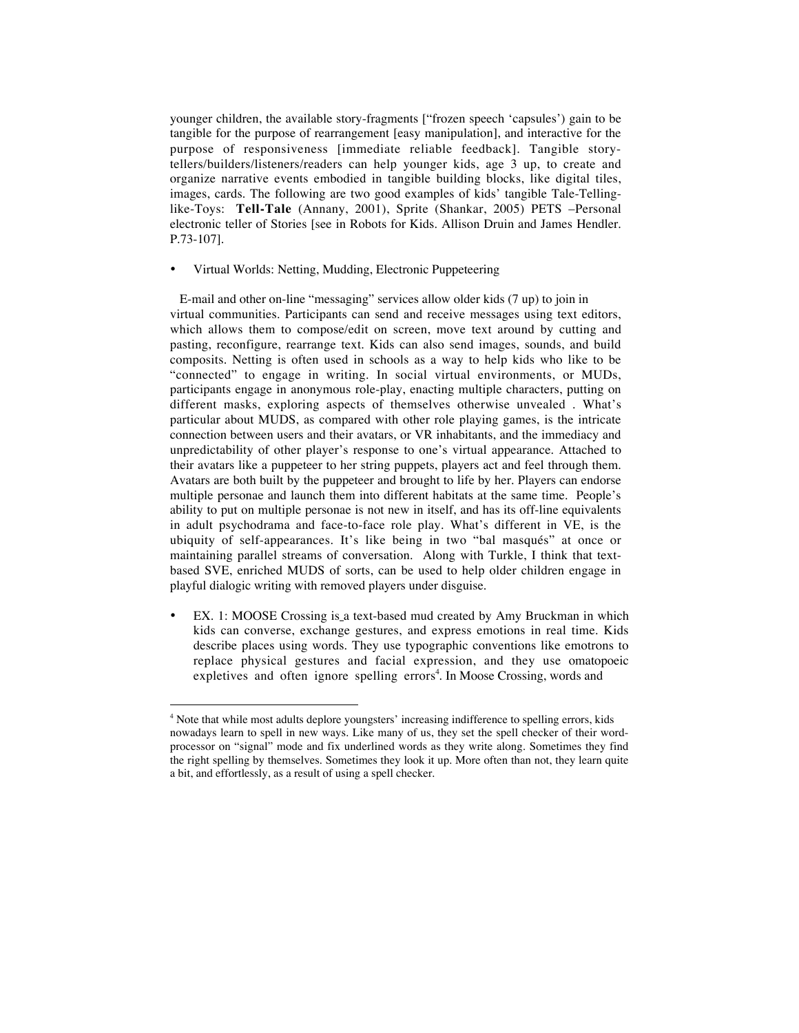younger children, the available story-fragments ["frozen speech 'capsules') gain to be tangible for the purpose of rearrangement [easy manipulation], and interactive for the purpose of responsiveness [immediate reliable feedback]. Tangible story-tellers/builders/listeners/readers can help younger kids, age 3 up, to create and organize narrative events embodied in tangible building blocks, like digital tiles, images, cards. The following are two good examples of kids' tangible Tale-Telling-like-Toys: **Tell-Tale** (Annany, 2001), Sprite (Shankar, 2005) PETS –Personal electronic teller of Stories [see in Robots for Kids. Allison Druin and James Hendler. P.73-107].

- Virtual Worlds: Netting, Mudding, Electronic Puppeteering

E-mail and other on-line "messaging" services allow older kids (7 up) to join in virtual communities. Participants can send and receive messages using text editors, which allows them to compose/edit on screen, move text around by cutting and pasting, reconfigure, rearrange text. Kids can also send images, sounds, and build composits. Netting is often used in schools as a way to help kids who like to be "connected" to engage in writing. In social virtual environments, or MUDs, participants engage in anonymous role-play, enacting multiple characters, putting on different masks, exploring aspects of themselves otherwise unvealed . What's particular about MUDS, as compared with other role playing games, is the intricate connection between users and their avatars, or VR inhabitants, and the immediacy and unpredictability of other player's response to one's virtual appearance. Attached to their avatars like a puppeteer to her string puppets, players act and feel through them. Avatars are both built by the puppeteer and brought to life by her. Players can endorse multiple personae and launch them into different habitats at the same time. People's ability to put on multiple personae is not new in itself, and has its off-line equivalents in adult psychodrama and face-to-face role play. What's different in VE, is the ubiquity of self-appearances. It's like being in two "bal masqués" at once or maintaining parallel streams of conversation. Along with Turkle, I think that text-based SVE, enriched MUDS of sorts, can be used to help older children engage in playful dialogic writing with removed players under disguise.

- EX. 1: MOOSE Crossing is a text-based mud created by Amy Bruckman in which kids can converse, exchange gestures, and express emotions in real time. Kids describe places using words. They use typographic conventions like emotrons to replace physical gestures and facial expression, and they use omatopoeic expletives and often ignore spelling errors[4]. In Moose Crossing, words and

[4] Note that while most adults deplore youngsters' increasing indifference to spelling errors, kids nowadays learn to spell in new ways. Like many of us, they set the spell checker of their word-processor on "signal" mode and fix underlined words as they write along. Sometimes they find the right spelling by themselves. Sometimes they look it up. More often than not, they learn quite a bit, and effortlessly, as a result of using a spell checker.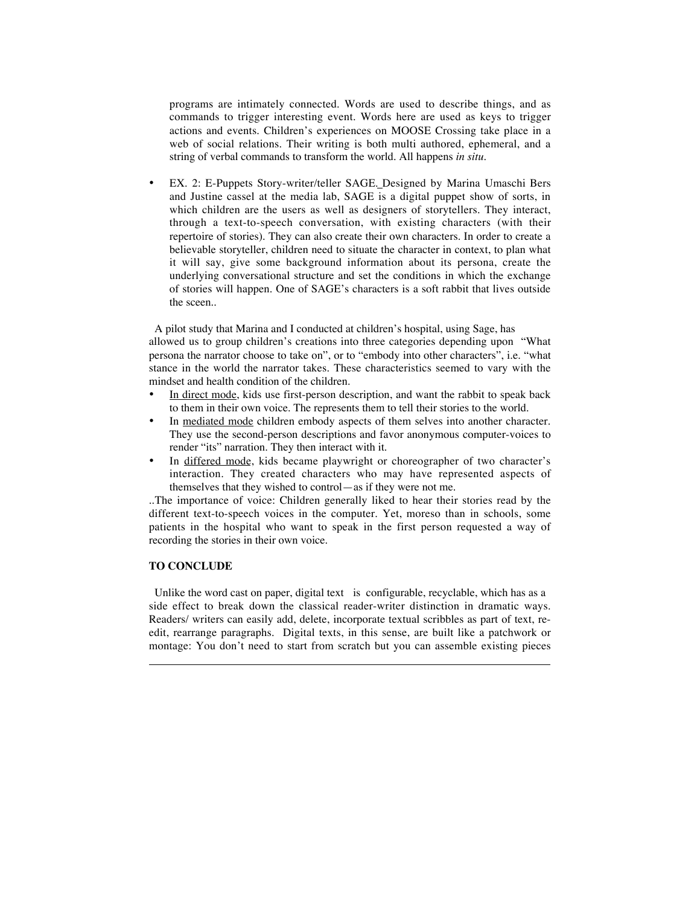programs are intimately connected. Words are used to describe things, and as commands to trigger interesting event. Words here are used as keys to trigger actions and events. Children's experiences on MOOSE Crossing take place in a web of social relations. Their writing is both multi authored, ephemeral, and a string of verbal commands to transform the world. All happens *in situ*.

- EX. 2: E-Puppets Story-writer/teller SAGE. Designed by Marina Umaschi Bers and Justine cassel at the media lab, SAGE is a digital puppet show of sorts, in which children are the users as well as designers of storytellers. They interact, through a text-to-speech conversation, with existing characters (with their repertoire of stories). They can also create their own characters. In order to create a believable storyteller, children need to situate the character in context, to plan what it will say, give some background information about its persona, create the underlying conversational structure and set the conditions in which the exchange of stories will happen. One of SAGE's characters is a soft rabbit that lives outside the sceen..

A pilot study that Marina and I conducted at children's hospital, using Sage, has allowed us to group children's creations into three categories depending upon "What persona the narrator choose to take on", or to "embody into other characters", i.e. "what stance in the world the narrator takes. These characteristics seemed to vary with the mindset and health condition of the children.

- <u>In direct mode</u>, kids use first-person description, and want the rabbit to speak back to them in their own voice. The represents them to tell their stories to the world.
- In <u>mediated mode</u> children embody aspects of them selves into another character. They use the second-person descriptions and favor anonymous computer-voices to render "its" narration. They then interact with it.
- In <u>differed mode</u>, kids became playwright or choreographer of two character's interaction. They created characters who may have represented aspects of themselves that they wished to control—as if they were not me.

..The importance of voice: Children generally liked to hear their stories read by the different text-to-speech voices in the computer. Yet, moreso than in schools, some patients in the hospital who want to speak in the first person requested a way of recording the stories in their own voice.

**TO CONCLUDE**

Unlike the word cast on paper, digital text is configurable, recyclable, which has as a side effect to break down the classical reader-writer distinction in dramatic ways. Readers/ writers can easily add, delete, incorporate textual scribbles as part of text, re-edit, rearrange paragraphs. Digital texts, in this sense, are built like a patchwork or montage: You don't need to start from scratch but you can assemble existing pieces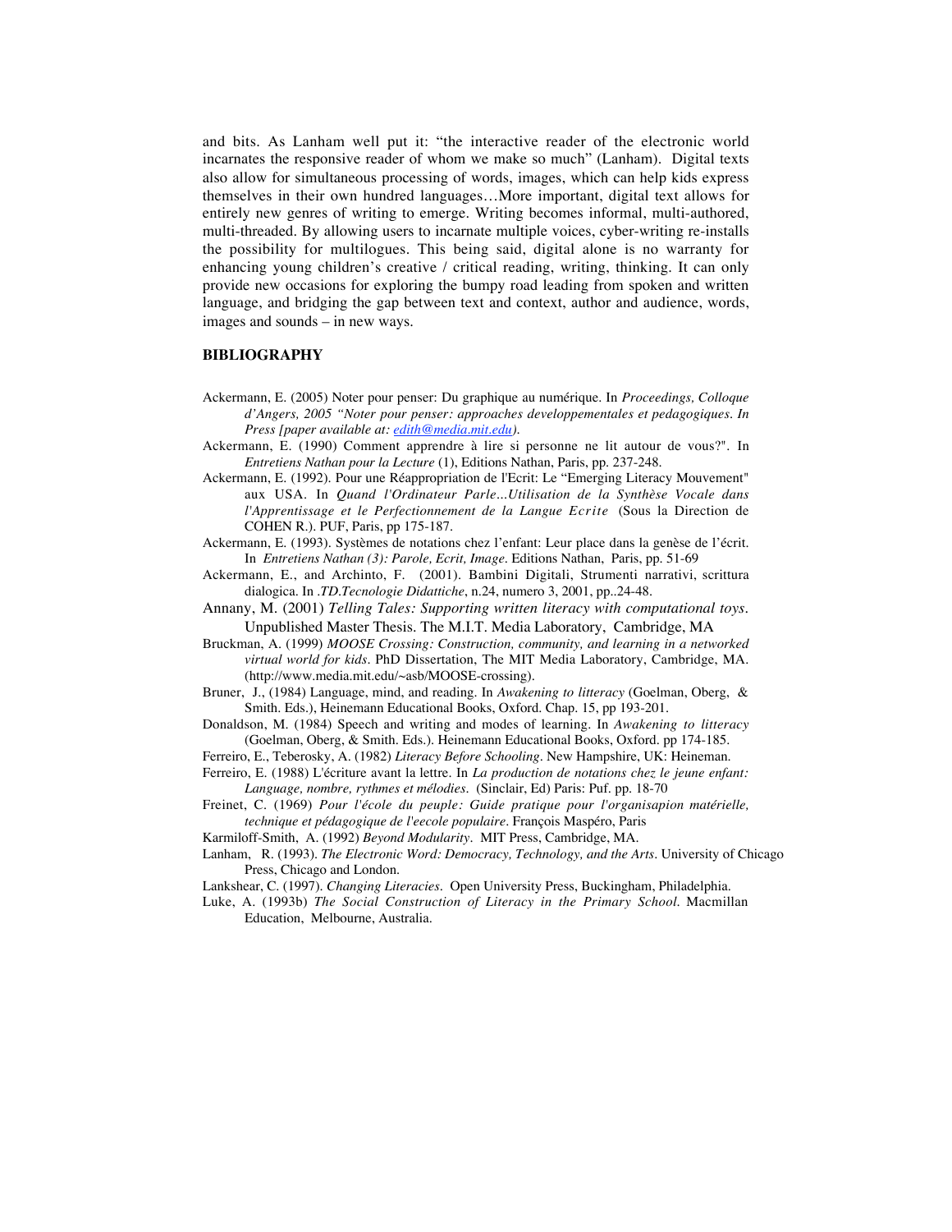and bits. As Lanham well put it: "the interactive reader of the electronic world incarnates the responsive reader of whom we make so much" (Lanham). Digital texts also allow for simultaneous processing of words, images, which can help kids express themselves in their own hundred languages…More important, digital text allows for entirely new genres of writing to emerge. Writing becomes informal, multi-authored, multi-threaded. By allowing users to incarnate multiple voices, cyber-writing re-installs the possibility for multilogues. This being said, digital alone is no warranty for enhancing young children's creative / critical reading, writing, thinking. It can only provide new occasions for exploring the bumpy road leading from spoken and written language, and bridging the gap between text and context, author and audience, words, images and sounds – in new ways.

## BIBLIOGRAPHY

Ackermann, E. (2005) Noter pour penser: Du graphique au numérique. In *Proceedings, Colloque d'Angers, 2005 "Noter pour penser: approaches developpementales et pedagogiques. In Press [paper available at: edith@media.mit.edu).*

Ackermann, E. (1990) Comment apprendre à lire si personne ne lit autour de vous?". In *Entretiens Nathan pour la Lecture* (1), Editions Nathan, Paris, pp. 237-248.

Ackermann, E. (1992). Pour une Réappropriation de l'Ecrit: Le "Emerging Literacy Mouvement" aux USA. In *Quand l'Ordinateur Parle...Utilisation de la Synthèse Vocale dans l'Apprentissage et le Perfectionnement de la Langue Ecrite* (Sous la Direction de COHEN R.). PUF, Paris, pp 175-187.

Ackermann, E. (1993). Systèmes de notations chez l'enfant: Leur place dans la genèse de l'écrit. In *Entretiens Nathan (3): Parole, Ecrit, Image*. Editions Nathan, Paris, pp. 51-69

Ackermann, E., and Archinto, F. (2001). Bambini Digitali, Strumenti narrativi, scrittura dialogica. In *.TD.Tecnologie Didattiche*, n.24, numero 3, 2001, pp..24-48.

Annany, M. (2001) *Telling Tales: Supporting written literacy with computational toys*. Unpublished Master Thesis. The M.I.T. Media Laboratory, Cambridge, MA

Bruckman, A. (1999) *MOOSE Crossing: Construction, community, and learning in a networked virtual world for kids*. PhD Dissertation, The MIT Media Laboratory, Cambridge, MA. (http://www.media.mit.edu/~asb/MOOSE-crossing).

Bruner, J., (1984) Language, mind, and reading. In *Awakening to litteracy* (Goelman, Oberg, & Smith. Eds.), Heinemann Educational Books, Oxford. Chap. 15, pp 193-201.

Donaldson, M. (1984) Speech and writing and modes of learning. In *Awakening to litteracy* (Goelman, Oberg, & Smith. Eds.). Heinemann Educational Books, Oxford. pp 174-185.

Ferreiro, E., Teberosky, A. (1982) *Literacy Before Schooling*. New Hampshire, UK: Heineman.

Ferreiro, E. (1988) L'écriture avant la lettre. In *La production de notations chez le jeune enfant: Language, nombre, rythmes et mélodies*. (Sinclair, Ed) Paris: Puf. pp. 18-70

Freinet, C. (1969) *Pour l'école du peuple: Guide pratique pour l'organisapion matérielle, technique et pédagogique de l'eecole populaire*. François Maspéro, Paris

Karmiloff-Smith, A. (1992) *Beyond Modularity*. MIT Press, Cambridge, MA.

Lanham, R. (1993). *The Electronic Word: Democracy, Technology, and the Arts*. University of Chicago Press, Chicago and London.

Lankshear, C. (1997). *Changing Literacies*. Open University Press, Buckingham, Philadelphia.

Luke, A. (1993b) *The Social Construction of Literacy in the Primary School*. Macmillan Education, Melbourne, Australia.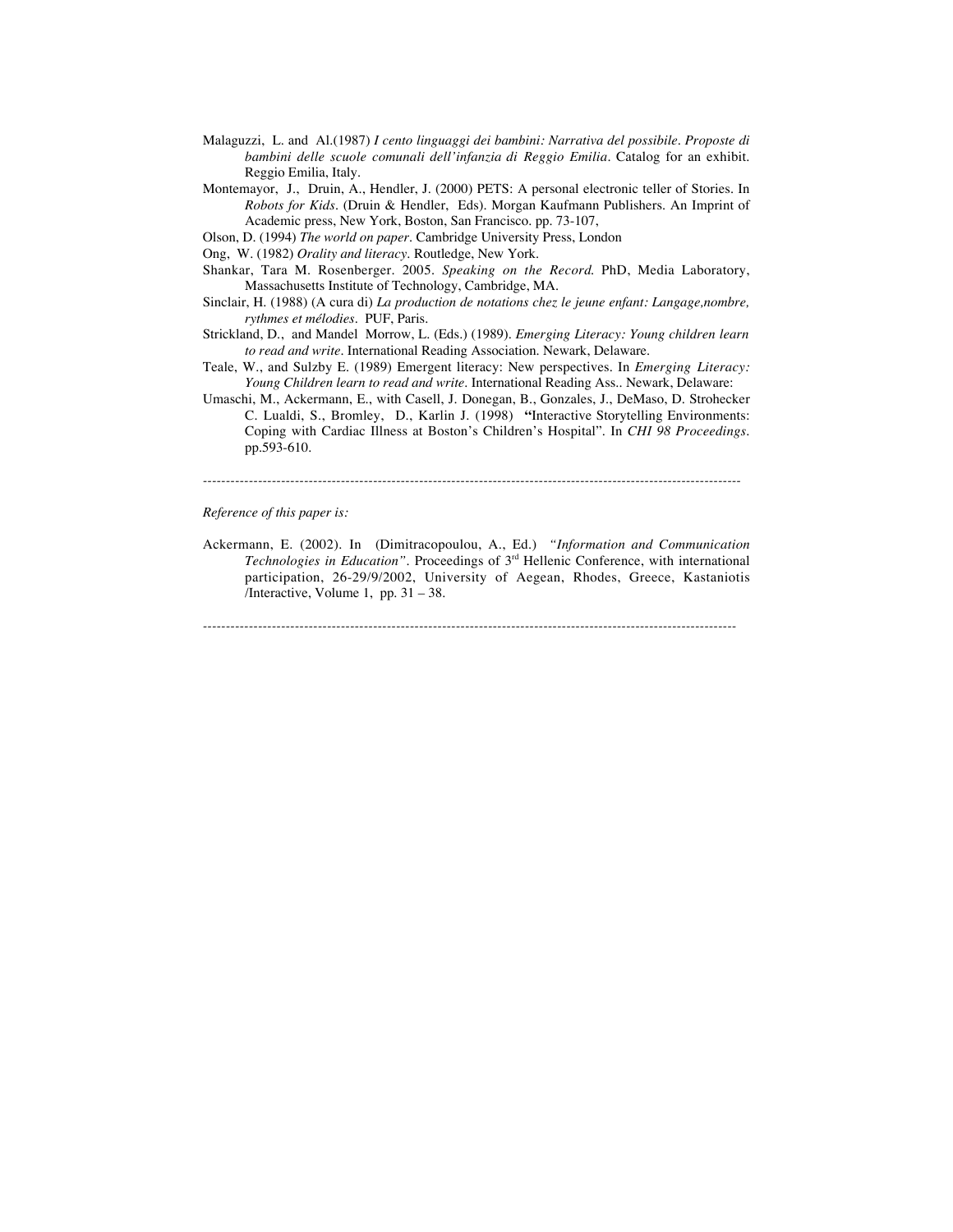Malaguzzi, L. and Al.(1987) *I cento linguaggi dei bambini: Narrativa del possibile. Proposte di bambini delle scuole comunali dell'infanzia di Reggio Emilia*. Catalog for an exhibit. Reggio Emilia, Italy.

Montemayor, J., Druin, A., Hendler, J. (2000) PETS: A personal electronic teller of Stories. In *Robots for Kids*. (Druin & Hendler, Eds). Morgan Kaufmann Publishers. An Imprint of Academic press, New York, Boston, San Francisco. pp. 73-107,

Olson, D. (1994) *The world on paper*. Cambridge University Press, London

Ong, W. (1982) *Orality and literacy*. Routledge, New York.

Shankar, Tara M. Rosenberger. 2005. *Speaking on the Record.* PhD, Media Laboratory, Massachusetts Institute of Technology, Cambridge, MA.

Sinclair, H. (1988) (A cura di) *La production de notations chez le jeune enfant: Langage,nombre, rythmes et mélodies*. PUF, Paris.

Strickland, D., and Mandel Morrow, L. (Eds.) (1989). *Emerging Literacy: Young children learn to read and write*. International Reading Association. Newark, Delaware.

Teale, W., and Sulzby E. (1989) Emergent literacy: New perspectives. In *Emerging Literacy: Young Children learn to read and write*. International Reading Ass.. Newark, Delaware:

Umaschi, M., Ackermann, E., with Casell, J. Donegan, B., Gonzales, J., DeMaso, D. Strohecker C. Lualdi, S., Bromley, D., Karlin J. (1998) **"**Interactive Storytelling Environments: Coping with Cardiac Illness at Boston's Children's Hospital". In *CHI 98 Proceedings*. pp.593-610.

---

*Reference of this paper is:*

Ackermann, E. (2002). In (Dimitracopoulou, A., Ed.) *"Information and Communication Technologies in Education"*. Proceedings of 3rd Hellenic Conference, with international participation, 26-29/9/2002, University of Aegean, Rhodes, Greece, Kastaniotis /Interactive, Volume 1, pp. 31 – 38.

---